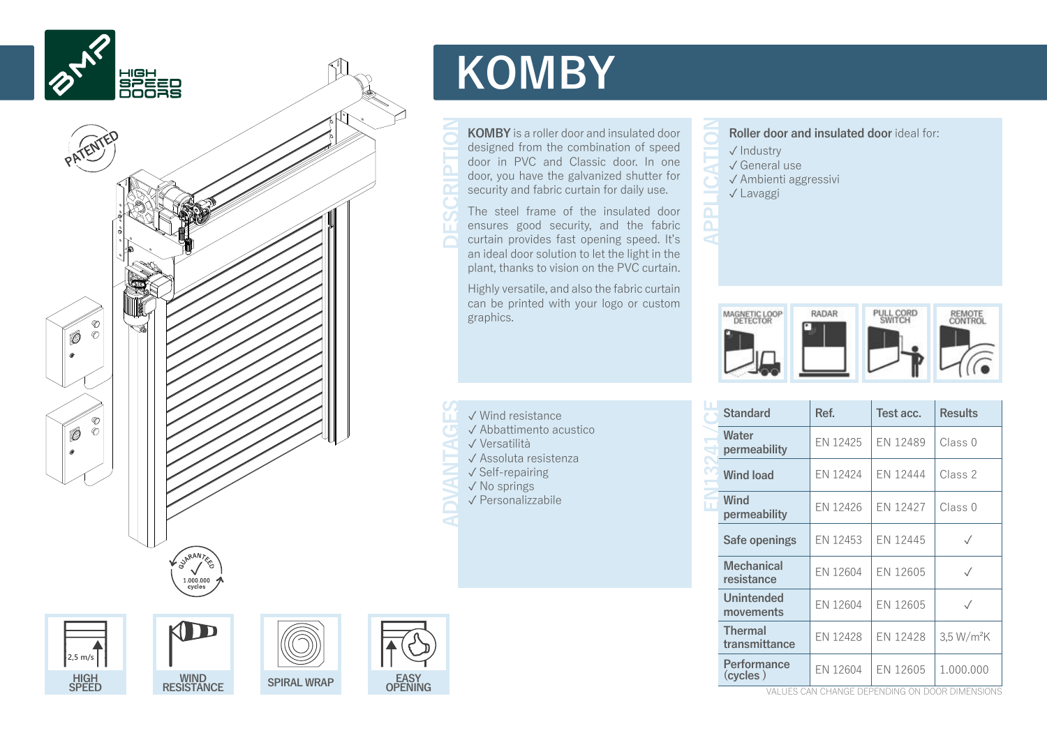# KOMBY

BMP HIGH SPEED DOORS

PATENTED

## DESCRIPTION

**KOMBY** is a roller door and insulated door designed from the combination of speed door in PVC and Classic door. In one door, you have the galvanized shutter for security and fabric curtain for daily use.

The steel frame of the insulated door ensures good security, and the fabric curtain provides fast opening speed. It's an ideal door solution to let the light in the plant, thanks to vision on the PVC curtain.

Highly versatile, and also the fabric curtain can be printed with your logo or custom graphics.

## APPLICATION

**Roller door and insulated door** ideal for:

- ✓ Industry
- ✓ General use
- ✓ Ambienti aggressivi
- ✓ Lavaggi

MAGNETIC LOOP DETECTOR · RADAR · PULL CORD SWITCH · REMOTE CONTROL

## ADVANTAGES

- ✓ Wind resistance
- ✓ Abbattimento acustico
- ✓ Versatilità
- ✓ Assoluta resistenza
- ✓ Self-repairing
- ✓ No springs
- ✓ Personalizzabile

## EN13241/CE

| Standard | Ref. | Test acc. | Results |
|---|---|---|---|
| Water permeability | EN 12425 | EN 12489 | Class 0 |
| Wind load | EN 12424 | EN 12444 | Class 2 |
| Wind permeability | EN 12426 | EN 12427 | Class 0 |
| Safe openings | EN 12453 | EN 12445 | ✓ |
| Mechanical resistance | EN 12604 | EN 12605 | ✓ |
| Unintended movements | EN 12604 | EN 12605 | ✓ |
| Thermal transmittance | EN 12428 | EN 12428 | 3,5 W/m²K |
| Performance (cycles ) | EN 12604 | EN 12605 | 1.000.000 |

VALUES CAN CHANGE DEPENDING ON DOOR DIMENSIONS

GUARANTEED 1.000.000 cycles

2,5 m/s HIGH SPEED · WIND RESISTANCE · SPIRAL WRAP · EASY OPENING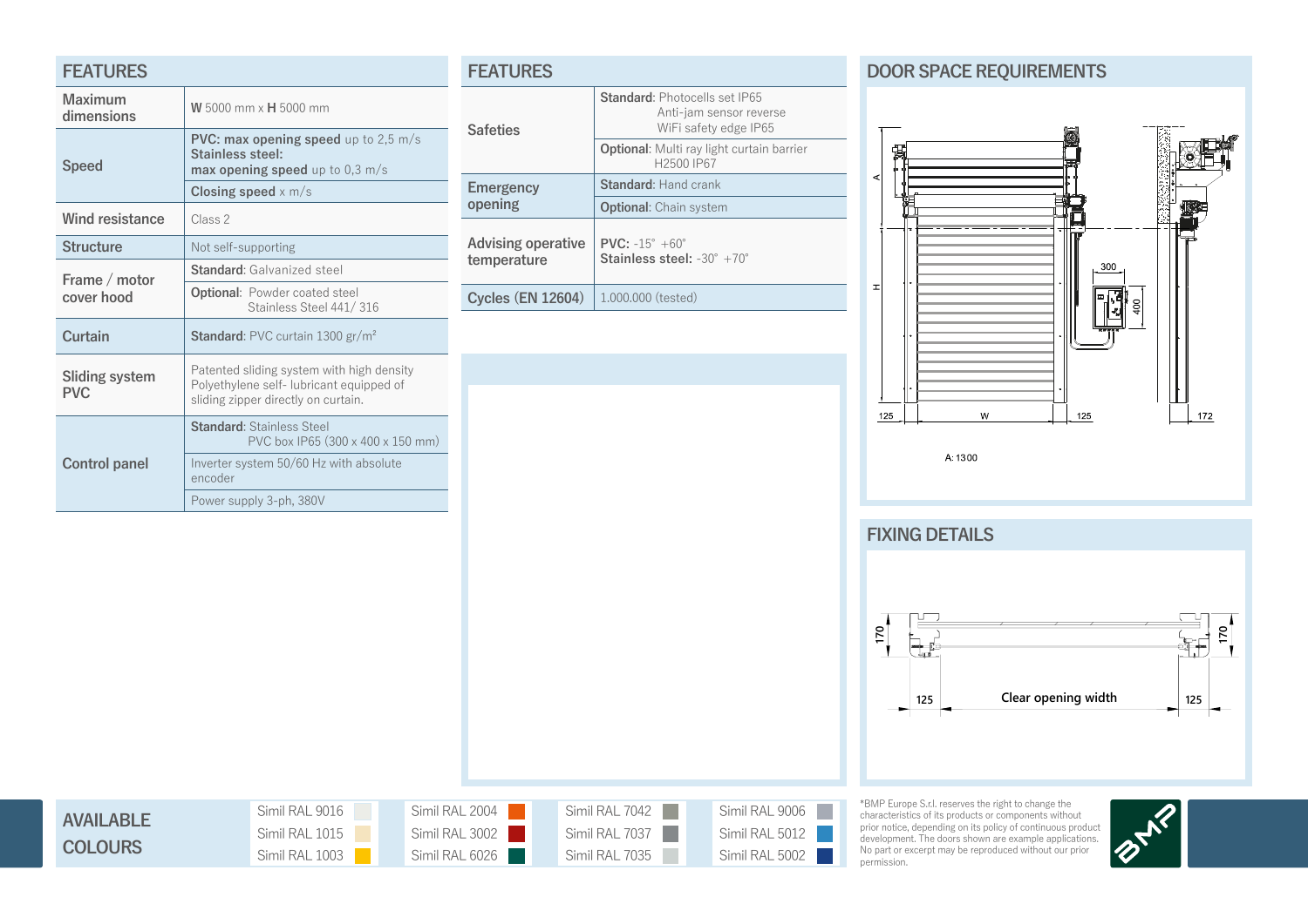## FEATURES

| | |
|---|---|
| Maximum dimensions | **W** 5000 mm x **H** 5000 mm |
| Speed | **PVC: max opening speed** up to 2,5 m/s<br>**Stainless steel:**<br>**max opening speed** up to 0,3 m/s |
| | **Closing speed** x m/s |
| Wind resistance | Class 2 |
| Structure | Not self-supporting |
| Frame / motor cover hood | **Standard**: Galvanized steel |
| | **Optional**: Powder coated steel<br>Stainless Steel 441/ 316 |
| Curtain | **Standard**: PVC curtain 1300 gr/m² |
| Sliding system PVC | Patented sliding system with high density Polyethylene self- lubricant equipped of sliding zipper directly on curtain. |
| Control panel | **Standard**: Stainless Steel<br>PVC box IP65 (300 x 400 x 150 mm) |
| | Inverter system 50/60 Hz with absolute encoder |
| | Power supply 3-ph, 380V |

## FEATURES

| | |
|---|---|
| Safeties | **Standard**: Photocells set IP65<br>Anti-jam sensor reverse<br>WiFi safety edge IP65 |
| | **Optional**: Multi ray light curtain barrier<br>H2500 IP67 |
| Emergency opening | **Standard**: Hand crank |
| | **Optional**: Chain system |
| Advising operative temperature | **PVC:** -15° +60°<br>**Stainless steel:** -30° +70° |
| Cycles (EN 12604) | 1.000.000 (tested) |

## DOOR SPACE REQUIREMENTS

A
H
125
W
125
300
400
172
A: 1300

## FIXING DETAILS

170
170
125
Clear opening width
125

## AVAILABLE COLOURS

| | | | |
|---|---|---|---|
| Simil RAL 9016 | Simil RAL 2004 | Simil RAL 7042 | Simil RAL 9006 |
| Simil RAL 1015 | Simil RAL 3002 | Simil RAL 7037 | Simil RAL 5012 |
| Simil RAL 1003 | Simil RAL 6026 | Simil RAL 7035 | Simil RAL 5002 |

*BMP Europe S.r.l. reserves the right to change the characteristics of its products or components without prior notice, depending on its policy of continuous product development. The doors shown are example applications. No part or excerpt may be reproduced without our prior permission.